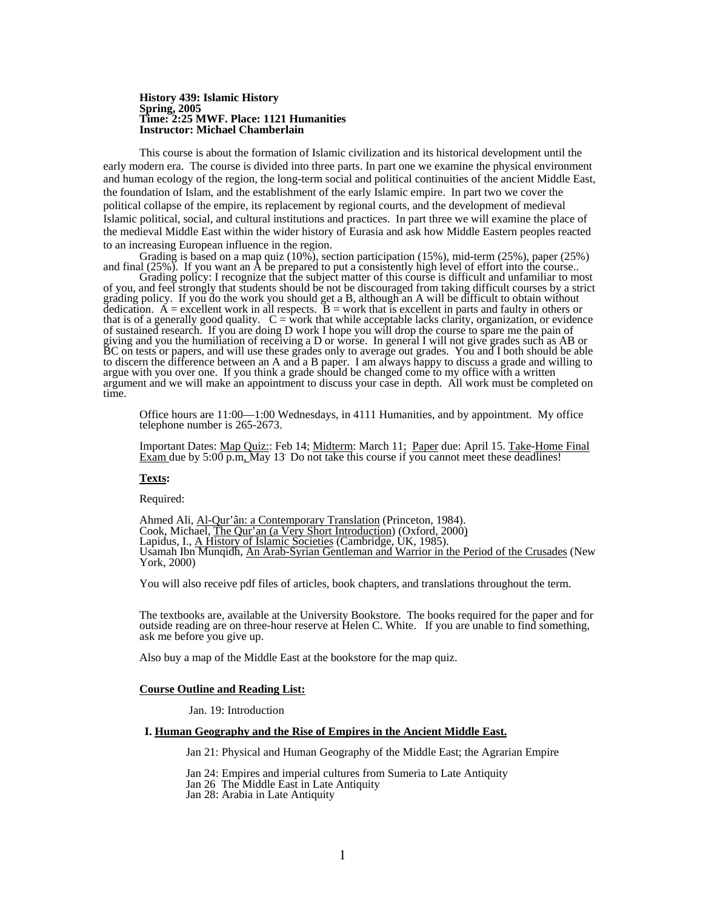**History 439: Islamic History**
**Spring, 2005**
**Time: 2:25 MWF. Place: 1121 Humanities**
**Instructor: Michael Chamberlain**

This course is about the formation of Islamic civilization and its historical development until the early modern era. The course is divided into three parts. In part one we examine the physical environment and human ecology of the region, the long-term social and political continuities of the ancient Middle East, the foundation of Islam, and the establishment of the early Islamic empire. In part two we cover the political collapse of the empire, its replacement by regional courts, and the development of medieval Islamic political, social, and cultural institutions and practices. In part three we will examine the place of the medieval Middle East within the wider history of Eurasia and ask how Middle Eastern peoples reacted to an increasing European influence in the region.

Grading is based on a map quiz (10%), section participation (15%), mid-term (25%), paper (25%) and final (25%). If you want an A be prepared to put a consistently high level of effort into the course..

Grading policy: I recognize that the subject matter of this course is difficult and unfamiliar to most of you, and feel strongly that students should be not be discouraged from taking difficult courses by a strict grading policy. If you do the work you should get a B, although an A will be difficult to obtain without dedication. A = excellent work in all respects. B = work that is excellent in parts and faulty in others or that is of a generally good quality. C = work that while acceptable lacks clarity, organization, or evidence of sustained research. If you are doing D work I hope you will drop the course to spare me the pain of giving and you the humiliation of receiving a D or worse. In general I will not give grades such as AB or BC on tests or papers, and will use these grades only to average out grades. You and I both should be able to discern the difference between an A and a B paper. I am always happy to discuss a grade and willing to argue with you over one. If you think a grade should be changed come to my office with a written argument and we will make an appointment to discuss your case in depth. All work must be completed on time.

Office hours are 11:00—1:00 Wednesdays, in 4111 Humanities, and by appointment. My office telephone number is 265-2673.

Important Dates: Map Quiz:: Feb 14; Midterm: March 11; Paper due: April 15. Take-Home Final Exam due by 5:00 p.m, May 13. Do not take this course if you cannot meet these deadlines!

**Texts:**

Required:

Ahmed Ali, Al-Qur'ân: a Contemporary Translation (Princeton, 1984).
Cook, Michael, The Qur'an (a Very Short Introduction) (Oxford, 2000)
Lapidus, I., A History of Islamic Societies (Cambridge, UK, 1985).
Usamah Ibn Munqidh, An Arab-Syrian Gentleman and Warrior in the Period of the Crusades (New York, 2000)

You will also receive pdf files of articles, book chapters, and translations throughout the term.

The textbooks are, available at the University Bookstore. The books required for the paper and for outside reading are on three-hour reserve at Helen C. White. If you are unable to find something, ask me before you give up.

Also buy a map of the Middle East at the bookstore for the map quiz.

**Course Outline and Reading List:**

Jan. 19: Introduction

**I. Human Geography and the Rise of Empires in the Ancient Middle East.**

Jan 21: Physical and Human Geography of the Middle East; the Agrarian Empire

Jan 24: Empires and imperial cultures from Sumeria to Late Antiquity
Jan 26 The Middle East in Late Antiquity
Jan 28: Arabia in Late Antiquity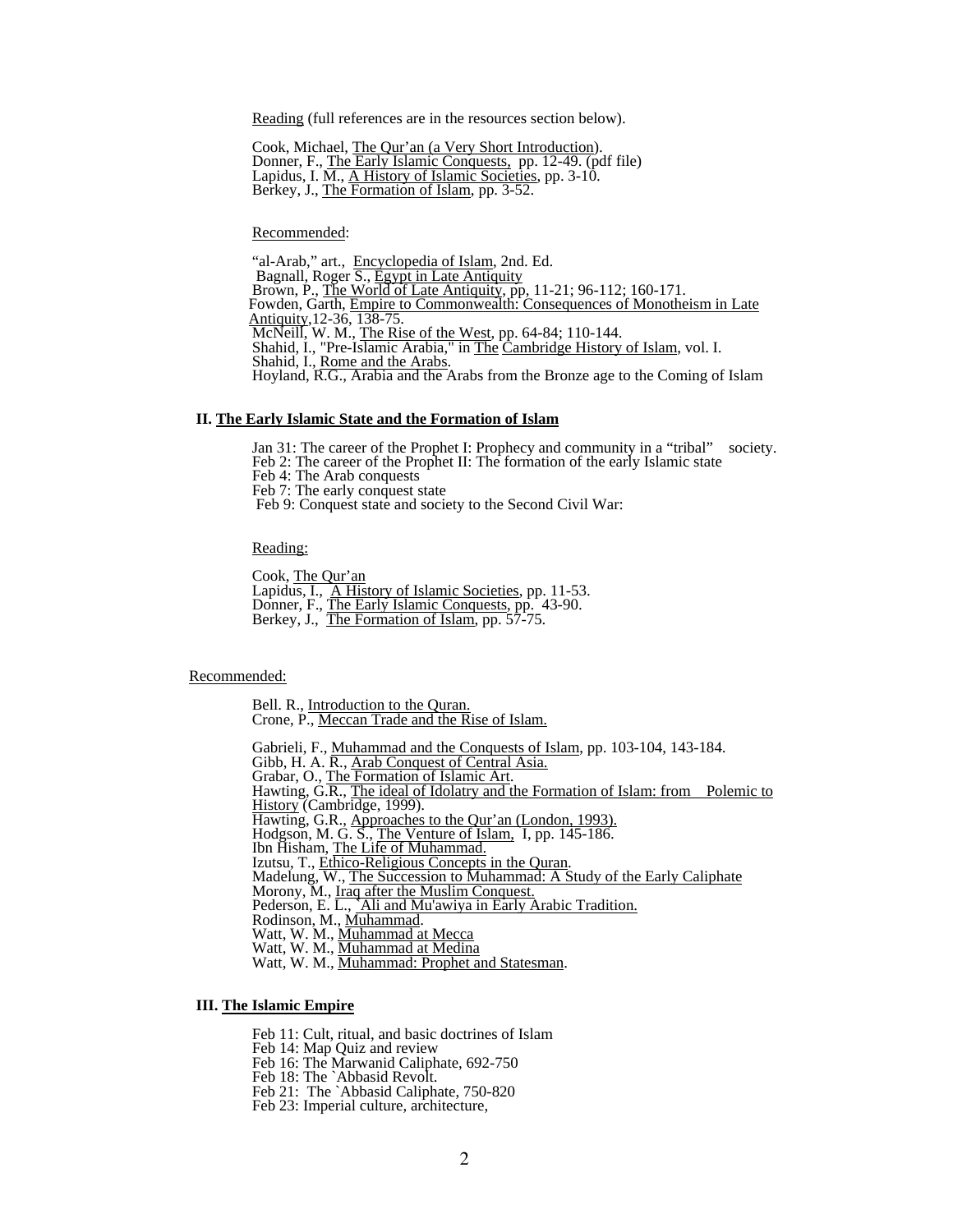Reading (full references are in the resources section below).

Cook, Michael, The Qur'an (a Very Short Introduction).
Donner, F., The Early Islamic Conquests, pp. 12-49. (pdf file)
Lapidus, I. M., A History of Islamic Societies, pp. 3-10.
Berkey, J., The Formation of Islam, pp. 3-52.

Recommended:

"al-Arab," art., Encyclopedia of Islam, 2nd. Ed.
Bagnall, Roger S., Egypt in Late Antiquity
Brown, P., The World of Late Antiquity, pp, 11-21; 96-112; 160-171.
Fowden, Garth, Empire to Commonwealth: Consequences of Monotheism in Late Antiquity,12-36, 138-75.
McNeill, W. M., The Rise of the West, pp. 64-84; 110-144.
Shahid, I., "Pre-Islamic Arabia," in The Cambridge History of Islam, vol. I.
Shahid, I., Rome and the Arabs.
Hoyland, R.G., Arabia and the Arabs from the Bronze age to the Coming of Islam

## II. The Early Islamic State and the Formation of Islam

Jan 31: The career of the Prophet I: Prophecy and community in a "tribal" society.
Feb 2: The career of the Prophet II: The formation of the early Islamic state
Feb 4: The Arab conquests
Feb 7: The early conquest state
Feb 9: Conquest state and society to the Second Civil War:

Reading:

Cook, The Qur'an
Lapidus, I., A History of Islamic Societies, pp. 11-53.
Donner, F., The Early Islamic Conquests, pp. 43-90.
Berkey, J., The Formation of Islam, pp. 57-75.

Recommended:

Bell. R., Introduction to the Quran.
Crone, P., Meccan Trade and the Rise of Islam.

Gabrieli, F., Muhammad and the Conquests of Islam, pp. 103-104, 143-184.
Gibb, H. A. R., Arab Conquest of Central Asia.
Grabar, O., The Formation of Islamic Art.
Hawting, G.R., The ideal of Idolatry and the Formation of Islam: from Polemic to History (Cambridge, 1999).
Hawting, G.R., Approaches to the Qur'an (London, 1993).
Hodgson, M. G. S., The Venture of Islam, I, pp. 145-186.
Ibn Hisham, The Life of Muhammad.
Izutsu, T., Ethico-Religious Concepts in the Quran.
Madelung, W., The Succession to Muhammad: A Study of the Early Caliphate
Morony, M., Iraq after the Muslim Conquest.
Pederson, E. L., `Ali and Mu'awiya in Early Arabic Tradition.
Rodinson, M., Muhammad.
Watt, W. M., Muhammad at Mecca
Watt, W. M., Muhammad at Medina
Watt, W. M., Muhammad: Prophet and Statesman.

## III. The Islamic Empire

Feb 11: Cult, ritual, and basic doctrines of Islam
Feb 14: Map Quiz and review
Feb 16: The Marwanid Caliphate, 692-750
Feb 18: The `Abbasid Revolt.
Feb 21: The `Abbasid Caliphate, 750-820
Feb 23: Imperial culture, architecture,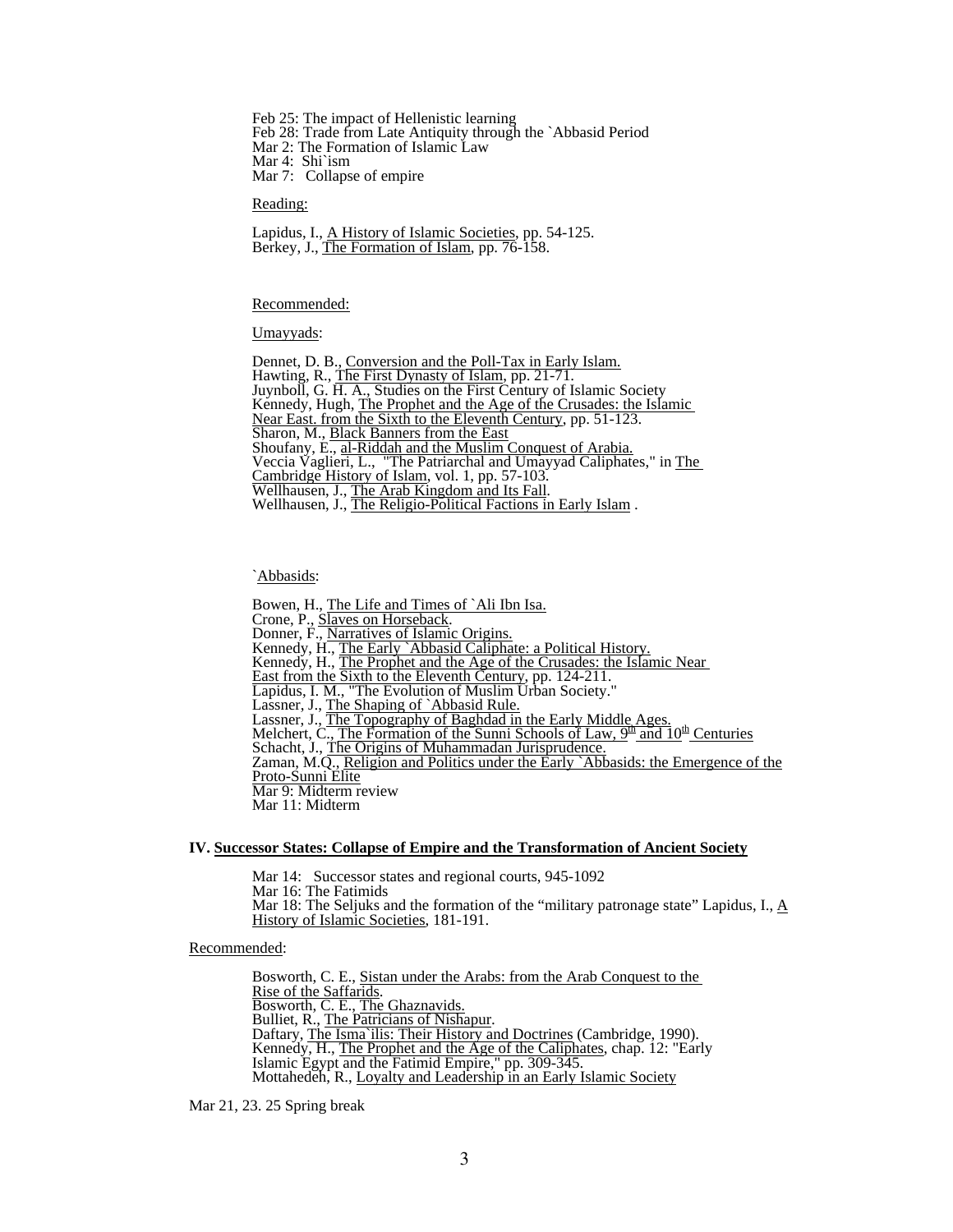Feb 25: The impact of Hellenistic learning
Feb 28: Trade from Late Antiquity through the `Abbasid Period
Mar 2: The Formation of Islamic Law
Mar 4: Shi`ism
Mar 7: Collapse of empire

Reading:

Lapidus, I., A History of Islamic Societies, pp. 54-125.
Berkey, J., The Formation of Islam, pp. 76-158.

Recommended:

Umayyads:

Dennet, D. B., Conversion and the Poll-Tax in Early Islam.
Hawting, R., The First Dynasty of Islam, pp. 21-71.
Juynboll, G. H. A., Studies on the First Century of Islamic Society
Kennedy, Hugh, The Prophet and the Age of the Crusades: the Islamic Near East. from the Sixth to the Eleventh Century, pp. 51-123.
Sharon, M., Black Banners from the East
Shoufany, E., al-Riddah and the Muslim Conquest of Arabia.
Veccia Vaglieri, L., "The Patriarchal and Umayyad Caliphates," in The Cambridge History of Islam, vol. 1, pp. 57-103.
Wellhausen, J., The Arab Kingdom and Its Fall.
Wellhausen, J., The Religio-Political Factions in Early Islam .

`Abbasids:

Bowen, H., The Life and Times of `Ali Ibn Isa.
Crone, P., Slaves on Horseback.
Donner, F., Narratives of Islamic Origins.
Kennedy, H., The Early `Abbasid Caliphate: a Political History.
Kennedy, H., The Prophet and the Age of the Crusades: the Islamic Near East from the Sixth to the Eleventh Century, pp. 124-211.
Lapidus, I. M., "The Evolution of Muslim Urban Society."
Lassner, J., The Shaping of `Abbasid Rule.
Lassner, J., The Topography of Baghdad in the Early Middle Ages.
Melchert, C., The Formation of the Sunni Schools of Law, 9th and 10th Centuries
Schacht, J., The Origins of Muhammadan Jurisprudence.
Zaman, M.Q., Religion and Politics under the Early `Abbasids: the Emergence of the Proto-Sunni Elite
Mar 9: Midterm review
Mar 11: Midterm

## IV. Successor States: Collapse of Empire and the Transformation of Ancient Society

Mar 14: Successor states and regional courts, 945-1092
Mar 16: The Fatimids
Mar 18: The Seljuks and the formation of the "military patronage state" Lapidus, I., A History of Islamic Societies, 181-191.

Recommended:

Bosworth, C. E., Sistan under the Arabs: from the Arab Conquest to the Rise of the Saffarids.
Bosworth, C. E., The Ghaznavids.
Bulliet, R., The Patricians of Nishapur.
Daftary, The Isma`ilis: Their History and Doctrines (Cambridge, 1990).
Kennedy, H., The Prophet and the Age of the Caliphates, chap. 12: "Early Islamic Egypt and the Fatimid Empire," pp. 309-345.
Mottahedeh, R., Loyalty and Leadership in an Early Islamic Society

Mar 21, 23. 25 Spring break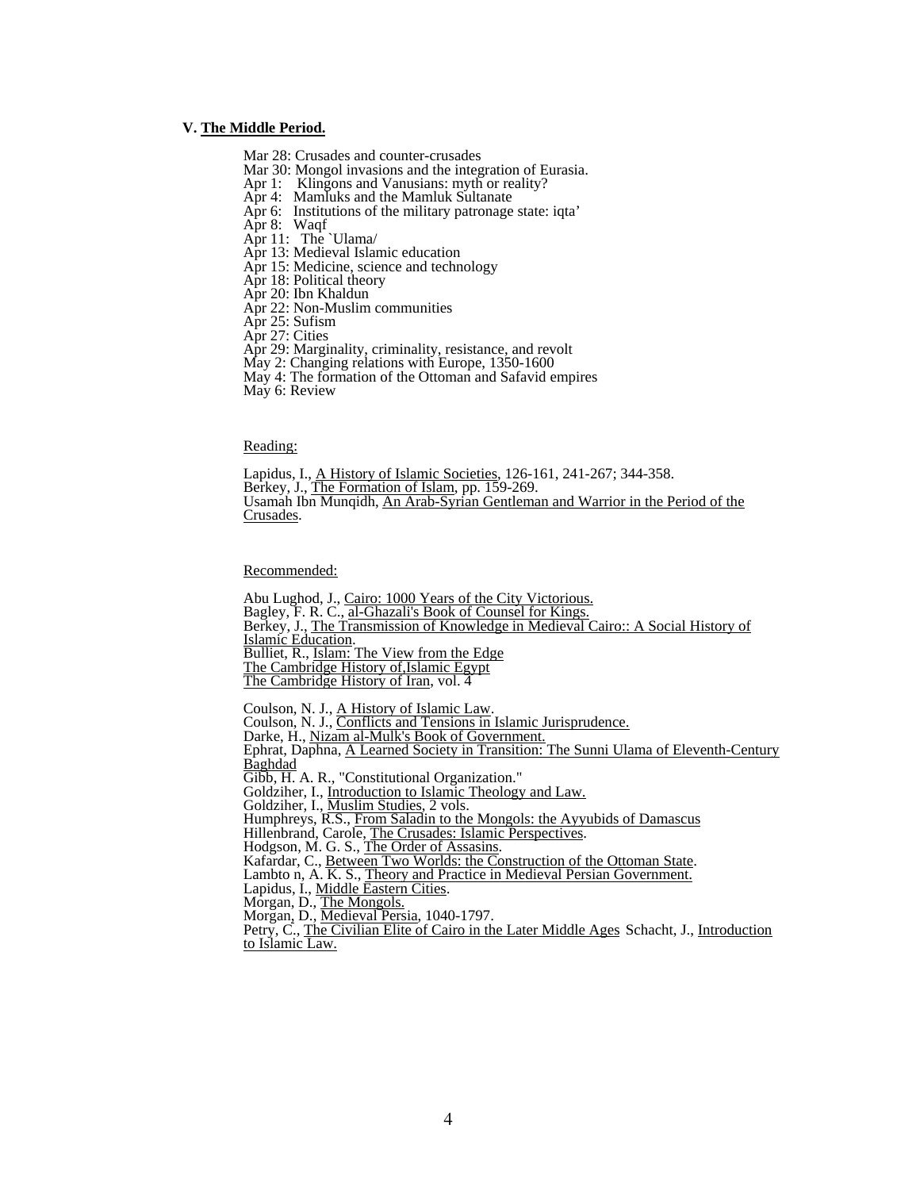### V. <u>The Middle Period.</u>

Mar 28: Crusades and counter-crusades
Mar 30: Mongol invasions and the integration of Eurasia.
Apr 1: Klingons and Vanusians: myth or reality?
Apr 4: Mamluks and the Mamluk Sultanate
Apr 6: Institutions of the military patronage state: iqta'
Apr 8: Waqf
Apr 11: The `Ulama/
Apr 13: Medieval Islamic education
Apr 15: Medicine, science and technology
Apr 18: Political theory
Apr 20: Ibn Khaldun
Apr 22: Non-Muslim communities
Apr 25: Sufism
Apr 27: Cities
Apr 29: Marginality, criminality, resistance, and revolt
May 2: Changing relations with Europe, 1350-1600
May 4: The formation of the Ottoman and Safavid empires
May 6: Review

<u>Reading:</u>

Lapidus, I., <u>A History of Islamic Societies</u>, 126-161, 241-267; 344-358.
Berkey, J., <u>The Formation of Islam</u>, pp. 159-269.
Usamah Ibn Munqidh, <u>An Arab-Syrian Gentleman and Warrior in the Period of the Crusades</u>.

<u>Recommended:</u>

Abu Lughod, J., <u>Cairo: 1000 Years of the City Victorious.</u>
Bagley, F. R. C., <u>al-Ghazali's Book of Counsel for Kings.</u>
Berkey, J., <u>The Transmission of Knowledge in Medieval Cairo:: A Social History of Islamic Education</u>.
Bulliet, R., <u>Islam: The View from the Edge</u>
<u>The Cambridge History of,Islamic Egypt</u>
<u>The Cambridge History of Iran</u>, vol. 4

Coulson, N. J., <u>A History of Islamic Law</u>.
Coulson, N. J., <u>Conflicts and Tensions in Islamic Jurisprudence.</u>
Darke, H., <u>Nizam al-Mulk's Book of Government.</u>
Ephrat, Daphna, <u>A Learned Society in Transition: The Sunni Ulama of Eleventh-Century Baghdad</u>
Gibb, H. A. R., "Constitutional Organization."
Goldziher, I., <u>Introduction to Islamic Theology and Law.</u>
Goldziher, I., <u>Muslim Studies</u>, 2 vols.
Humphreys, R.S., <u>From Saladin to the Mongols: the Ayyubids of Damascus</u>
Hillenbrand, Carole, <u>The Crusades: Islamic Perspectives</u>.
Hodgson, M. G. S., <u>The Order of Assasins</u>.
Kafardar, C., <u>Between Two Worlds: the Construction of the Ottoman State</u>.
Lambto n, A. K. S., <u>Theory and Practice in Medieval Persian Government.</u>
Lapidus, I., <u>Middle Eastern Cities</u>.
Morgan, D., <u>The Mongols.</u>
Morgan, D., <u>Medieval Persia</u>, 1040-1797.
Petry, C., <u>The Civilian Elite of Cairo in the Later Middle Ages</u> Schacht, J., <u>Introduction to Islamic Law.</u>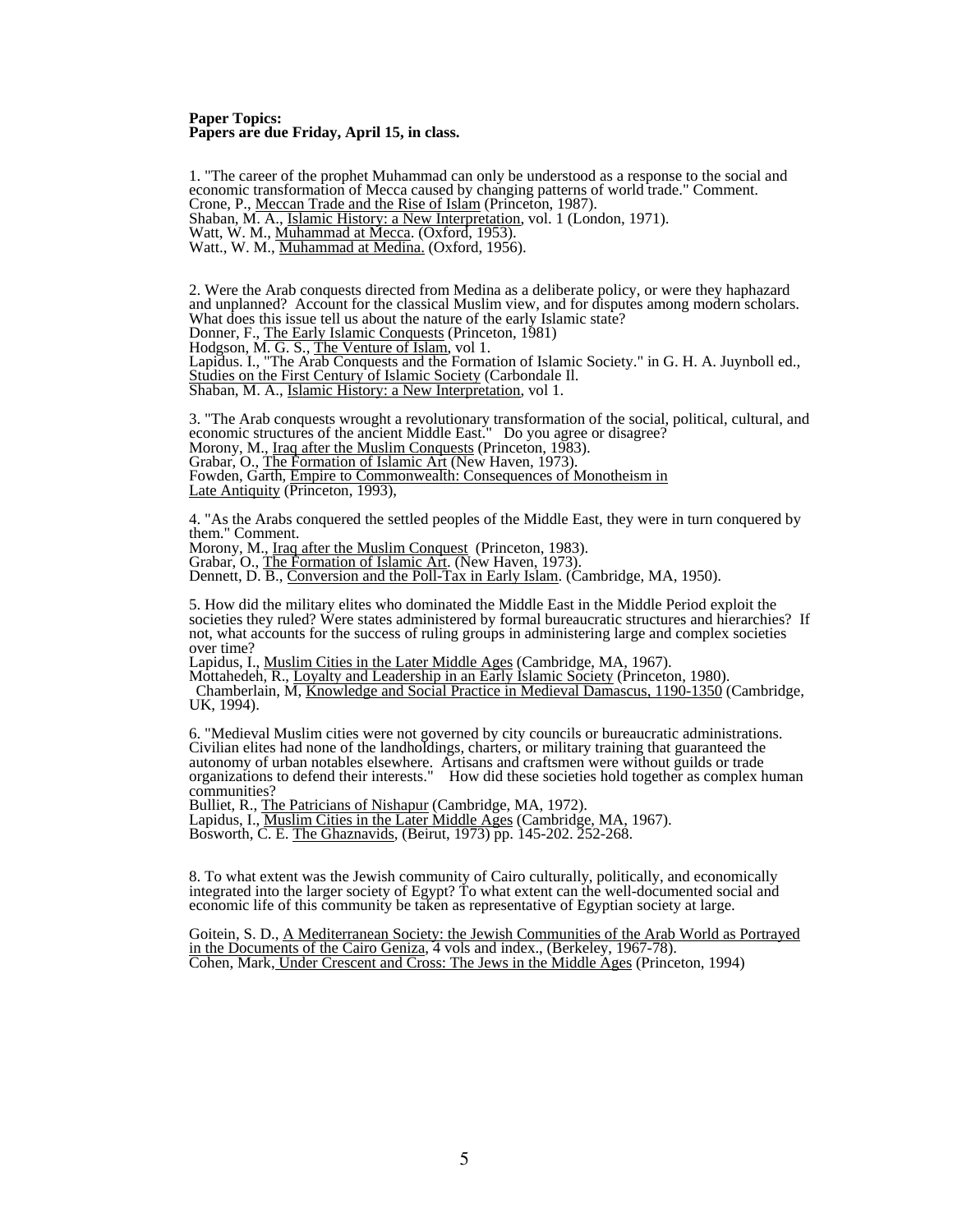**Paper Topics:**
**Papers are due Friday, April 15, in class.**

1. "The career of the prophet Muhammad can only be understood as a response to the social and economic transformation of Mecca caused by changing patterns of world trade." Comment.
Crone, P., Meccan Trade and the Rise of Islam (Princeton, 1987).
Shaban, M. A., Islamic History: a New Interpretation, vol. 1 (London, 1971).
Watt, W. M., Muhammad at Mecca. (Oxford, 1953).
Watt., W. M., Muhammad at Medina. (Oxford, 1956).

2. Were the Arab conquests directed from Medina as a deliberate policy, or were they haphazard and unplanned? Account for the classical Muslim view, and for disputes among modern scholars. What does this issue tell us about the nature of the early Islamic state?
Donner, F., The Early Islamic Conquests (Princeton, 1981)
Hodgson, M. G. S., The Venture of Islam, vol 1.
Lapidus. I., "The Arab Conquests and the Formation of Islamic Society." in G. H. A. Juynboll ed., Studies on the First Century of Islamic Society (Carbondale Il.
Shaban, M. A., Islamic History: a New Interpretation, vol 1.

3. "The Arab conquests wrought a revolutionary transformation of the social, political, cultural, and economic structures of the ancient Middle East." Do you agree or disagree?
Morony, M., Iraq after the Muslim Conquests (Princeton, 1983).
Grabar, O., The Formation of Islamic Art (New Haven, 1973).
Fowden, Garth, Empire to Commonwealth: Consequences of Monotheism in Late Antiquity (Princeton, 1993),

4. "As the Arabs conquered the settled peoples of the Middle East, they were in turn conquered by them." Comment.
Morony, M., Iraq after the Muslim Conquest (Princeton, 1983).
Grabar, O., The Formation of Islamic Art. (New Haven, 1973).
Dennett, D. B., Conversion and the Poll-Tax in Early Islam. (Cambridge, MA, 1950).

5. How did the military elites who dominated the Middle East in the Middle Period exploit the societies they ruled? Were states administered by formal bureaucratic structures and hierarchies? If not, what accounts for the success of ruling groups in administering large and complex societies over time?
Lapidus, I., Muslim Cities in the Later Middle Ages (Cambridge, MA, 1967).
Mottahedeh, R., Loyalty and Leadership in an Early Islamic Society (Princeton, 1980).
Chamberlain, M, Knowledge and Social Practice in Medieval Damascus, 1190-1350 (Cambridge, UK, 1994).

6. "Medieval Muslim cities were not governed by city councils or bureaucratic administrations. Civilian elites had none of the landholdings, charters, or military training that guaranteed the autonomy of urban notables elsewhere. Artisans and craftsmen were without guilds or trade organizations to defend their interests." How did these societies hold together as complex human communities?
Bulliet, R., The Patricians of Nishapur (Cambridge, MA, 1972).
Lapidus, I., Muslim Cities in the Later Middle Ages (Cambridge, MA, 1967).
Bosworth, C. E. The Ghaznavids, (Beirut, 1973) pp. 145-202. 252-268.

8. To what extent was the Jewish community of Cairo culturally, politically, and economically integrated into the larger society of Egypt? To what extent can the well-documented social and economic life of this community be taken as representative of Egyptian society at large.

Goitein, S. D., A Mediterranean Society: the Jewish Communities of the Arab World as Portrayed in the Documents of the Cairo Geniza, 4 vols and index., (Berkeley, 1967-78).
Cohen, Mark, Under Crescent and Cross: The Jews in the Middle Ages (Princeton, 1994)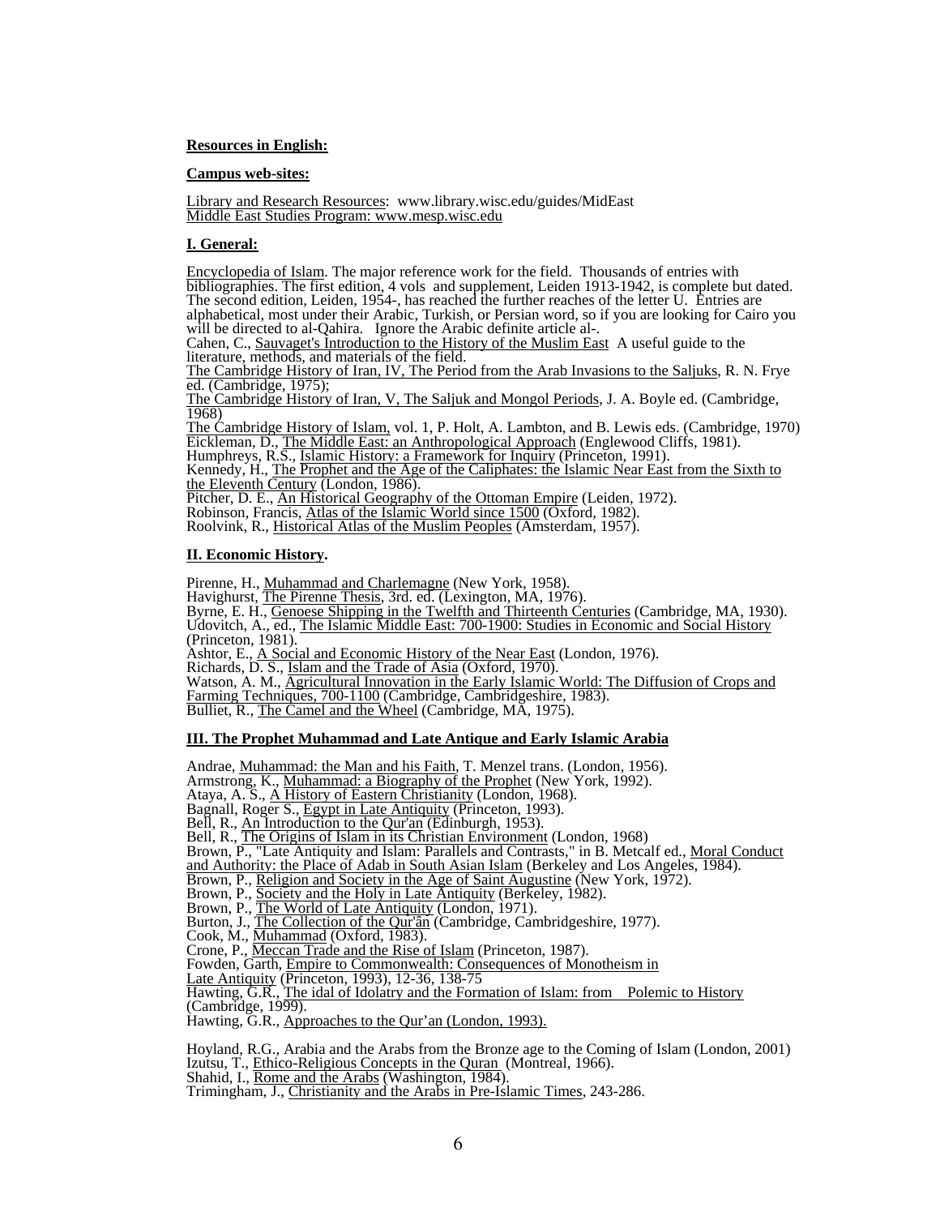**Resources in English:**

**Campus web-sites:**

Library and Research Resources: www.library.wisc.edu/guides/MidEast
Middle East Studies Program: www.mesp.wisc.edu

**I. General:**

Encyclopedia of Islam. The major reference work for the field. Thousands of entries with bibliographies. The first edition, 4 vols and supplement, Leiden 1913-1942, is complete but dated. The second edition, Leiden, 1954-, has reached the further reaches of the letter U. Entries are alphabetical, most under their Arabic, Turkish, or Persian word, so if you are looking for Cairo you will be directed to al-Qahira. Ignore the Arabic definite article al-.
Cahen, C., Sauvaget's Introduction to the History of the Muslim East A useful guide to the literature, methods, and materials of the field.
The Cambridge History of Iran, IV, The Period from the Arab Invasions to the Saljuks, R. N. Frye ed. (Cambridge, 1975);
The Cambridge History of Iran, V, The Saljuk and Mongol Periods, J. A. Boyle ed. (Cambridge, 1968)
The Cambridge History of Islam, vol. 1, P. Holt, A. Lambton, and B. Lewis eds. (Cambridge, 1970)
Eickleman, D., The Middle East: an Anthropological Approach (Englewood Cliffs, 1981).
Humphreys, R.S., Islamic History: a Framework for Inquiry (Princeton, 1991).
Kennedy, H., The Prophet and the Age of the Caliphates: the Islamic Near East from the Sixth to the Eleventh Century (London, 1986).
Pitcher, D. E., An Historical Geography of the Ottoman Empire (Leiden, 1972).
Robinson, Francis, Atlas of the Islamic World since 1500 (Oxford, 1982).
Roolvink, R., Historical Atlas of the Muslim Peoples (Amsterdam, 1957).

**II. Economic History.**

Pirenne, H., Muhammad and Charlemagne (New York, 1958).
Havighurst, The Pirenne Thesis, 3rd. ed. (Lexington, MA, 1976).
Byrne, E. H., Genoese Shipping in the Twelfth and Thirteenth Centuries (Cambridge, MA, 1930).
Udovitch, A., ed., The Islamic Middle East: 700-1900: Studies in Economic and Social History (Princeton, 1981).
Ashtor, E., A Social and Economic History of the Near East (London, 1976).
Richards, D. S., Islam and the Trade of Asia (Oxford, 1970).
Watson, A. M., Agricultural Innovation in the Early Islamic World: The Diffusion of Crops and Farming Techniques, 700-1100 (Cambridge, Cambridgeshire, 1983).
Bulliet, R., The Camel and the Wheel (Cambridge, MA, 1975).

**III. The Prophet Muhammad and Late Antique and Early Islamic Arabia**

Andrae, Muhammad: the Man and his Faith, T. Menzel trans. (London, 1956).
Armstrong, K., Muhammad: a Biography of the Prophet (New York, 1992).
Ataya, A. S., A History of Eastern Christianity (London, 1968).
Bagnall, Roger S., Egypt in Late Antiquity (Princeton, 1993).
Bell, R., An Introduction to the Qur'an (Edinburgh, 1953).
Bell, R., The Origins of Islam in its Christian Environment (London, 1968)
Brown, P., "Late Antiquity and Islam: Parallels and Contrasts," in B. Metcalf ed., Moral Conduct and Authority: the Place of Adab in South Asian Islam (Berkeley and Los Angeles, 1984).
Brown, P., Religion and Society in the Age of Saint Augustine (New York, 1972).
Brown, P., Society and the Holy in Late Antiquity (Berkeley, 1982).
Brown, P., The World of Late Antiquity (London, 1971).
Burton, J., The Collection of the Qur'ân (Cambridge, Cambridgeshire, 1977).
Cook, M., Muhammad (Oxford, 1983).
Crone, P., Meccan Trade and the Rise of Islam (Princeton, 1987).
Fowden, Garth, Empire to Commonwealth: Consequences of Monotheism in Late Antiquity (Princeton, 1993), 12-36, 138-75
Hawting, G.R., The idal of Idolatry and the Formation of Islam: from Polemic to History (Cambridge, 1999).
Hawting, G.R., Approaches to the Qur'an (London, 1993).

Hoyland, R.G., Arabia and the Arabs from the Bronze age to the Coming of Islam (London, 2001)
Izutsu, T., Ethico-Religious Concepts in the Quran (Montreal, 1966).
Shahid, I., Rome and the Arabs (Washington, 1984).
Trimingham, J., Christianity and the Arabs in Pre-Islamic Times, 243-286.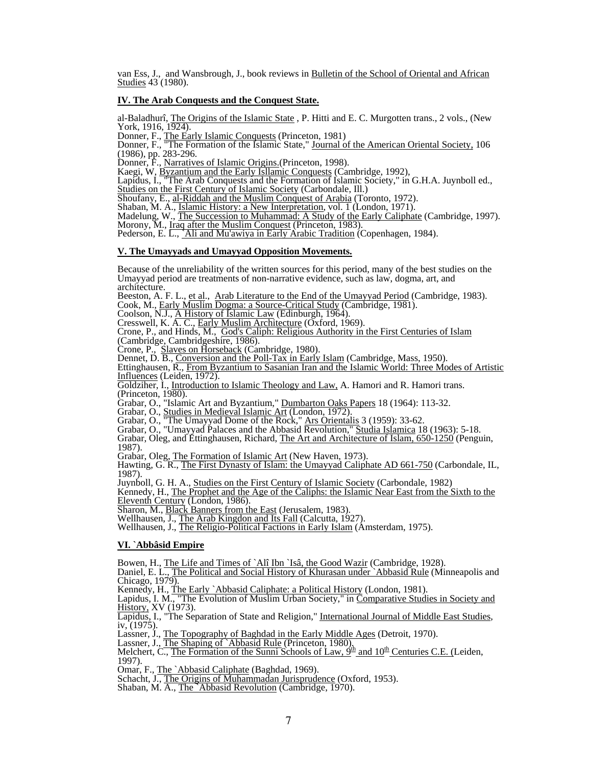van Ess, J., and Wansbrough, J., book reviews in Bulletin of the School of Oriental and African Studies 43 (1980).

## IV. The Arab Conquests and the Conquest State.

al-Baladhurî, The Origins of the Islamic State , P. Hitti and E. C. Murgotten trans., 2 vols., (New York, 1916, 1924).
Donner, F., The Early Islamic Conquests (Princeton, 1981)
Donner, F., "The Formation of the Islamic State," Journal of the American Oriental Society, 106 (1986), pp. 283-296.
Donner, F., Narratives of Islamic Origins.(Princeton, 1998).
Kaegi, W, Byzantium and the Early Isllamic Conquests (Cambridge, 1992),
Lapidus, I., "The Arab Conquests and the Formation of Islamic Society," in G.H.A. Juynboll ed., Studies on the First Century of Islamic Society (Carbondale, Ill.)
Shoufany, E., al-Riddah and the Muslim Conquest of Arabia (Toronto, 1972).
Shaban, M. A., Islamic History: a New Interpretation, vol. 1 (London, 1971).
Madelung, W., The Succession to Muhammad: A Study of the Early Caliphate (Cambridge, 1997).
Morony, M., Iraq after the Muslim Conquest (Princeton, 1983).
Pederson, E. L., `Ali and Mu'awiya in Early Arabic Tradition (Copenhagen, 1984).

## V. The Umayyads and Umayyad Opposition Movements.

Because of the unreliability of the written sources for this period, many of the best studies on the Umayyad period are treatments of non-narrative evidence, such as law, dogma, art, and architecture.
Beeston, A. F. L., et al., Arab Literature to the End of the Umayyad Period (Cambridge, 1983).
Cook, M., Early Muslim Dogma: a Source-Critical Study (Cambridge, 1981).
Coolson, N.J., A History of Islamic Law (Edinburgh, 1964).
Cresswell, K. A. C., Early Muslim Architecture (Oxford, 1969).
Crone, P., and Hinds, M., God's Caliph: Religious Authority in the First Centuries of Islam (Cambridge, Cambridgeshire, 1986).
Crone, P., Slaves on Horseback (Cambridge, 1980).
Dennet, D. B., Conversion and the Poll-Tax in Early Islam (Cambridge, Mass, 1950).
Ettinghausen, R., From Byzantium to Sasanian Iran and the Islamic World: Three Modes of Artistic Influences (Leiden, 1972).
Goldziher, I., Introduction to Islamic Theology and Law, A. Hamori and R. Hamori trans. (Princeton, 1980).
Grabar, O., "Islamic Art and Byzantium," Dumbarton Oaks Papers 18 (1964): 113-32.
Grabar, O., Studies in Medieval Islamic Art (London, 1972).
Grabar, O., "The Umayyad Dome of the Rock," Ars Orientalis 3 (1959): 33-62.
Grabar, O., "Umayyad Palaces and the Abbasid Revolution," Studia Islamica 18 (1963): 5-18.
Grabar, Oleg, and Ettinghausen, Richard, The Art and Architecture of Islam, 650-1250 (Penguin, 1987).
Grabar, Oleg, The Formation of Islamic Art (New Haven, 1973).
Hawting, G. R., The First Dynasty of Islam: the Umayyad Caliphate AD 661-750 (Carbondale, IL, 1987).
Juynboll, G. H. A., Studies on the First Century of Islamic Society (Carbondale, 1982)
Kennedy, H., The Prophet and the Age of the Caliphs: the Islamic Near East from the Sixth to the Eleventh Century (London, 1986).
Sharon, M., Black Banners from the East (Jerusalem, 1983).
Wellhausen, J., The Arab Kingdon and Its Fall (Calcutta, 1927).
Wellhausen, J., The Religio-Political Factions in Early Islam (Amsterdam, 1975).

## VI. `Abbâsid Empire

Bowen, H., The Life and Times of `Alî Ibn `Isâ, the Good Wazir (Cambridge, 1928).
Daniel, E. L., The Political and Social History of Khurasan under `Abbasid Rule (Minneapolis and Chicago, 1979).
Kennedy, H., The Early `Abbasid Caliphate: a Political History (London, 1981).
Lapidus, I. M., "The Evolution of Muslim Urban Society," in Comparative Studies in Society and History, XV (1973).
Lapidus, I., "The Separation of State and Religion," International Journal of Middle East Studies, iv, (1975).
Lassner, J., The Topography of Baghdad in the Early Middle Ages (Detroit, 1970).
Lassner, J., The Shaping of `Abbasid Rule (Princeton, 1980).
Melchert, C., The Formation of the Sunni Schools of Law, 9th and 10th Centuries C.E. (Leiden, 1997).
Omar, F., The `Abbasid Caliphate (Baghdad, 1969).
Schacht, J., The Origins of Muhammadan Jurisprudence (Oxford, 1953).
Shaban, M. A., The `Abbasid Revolution (Cambridge, 1970).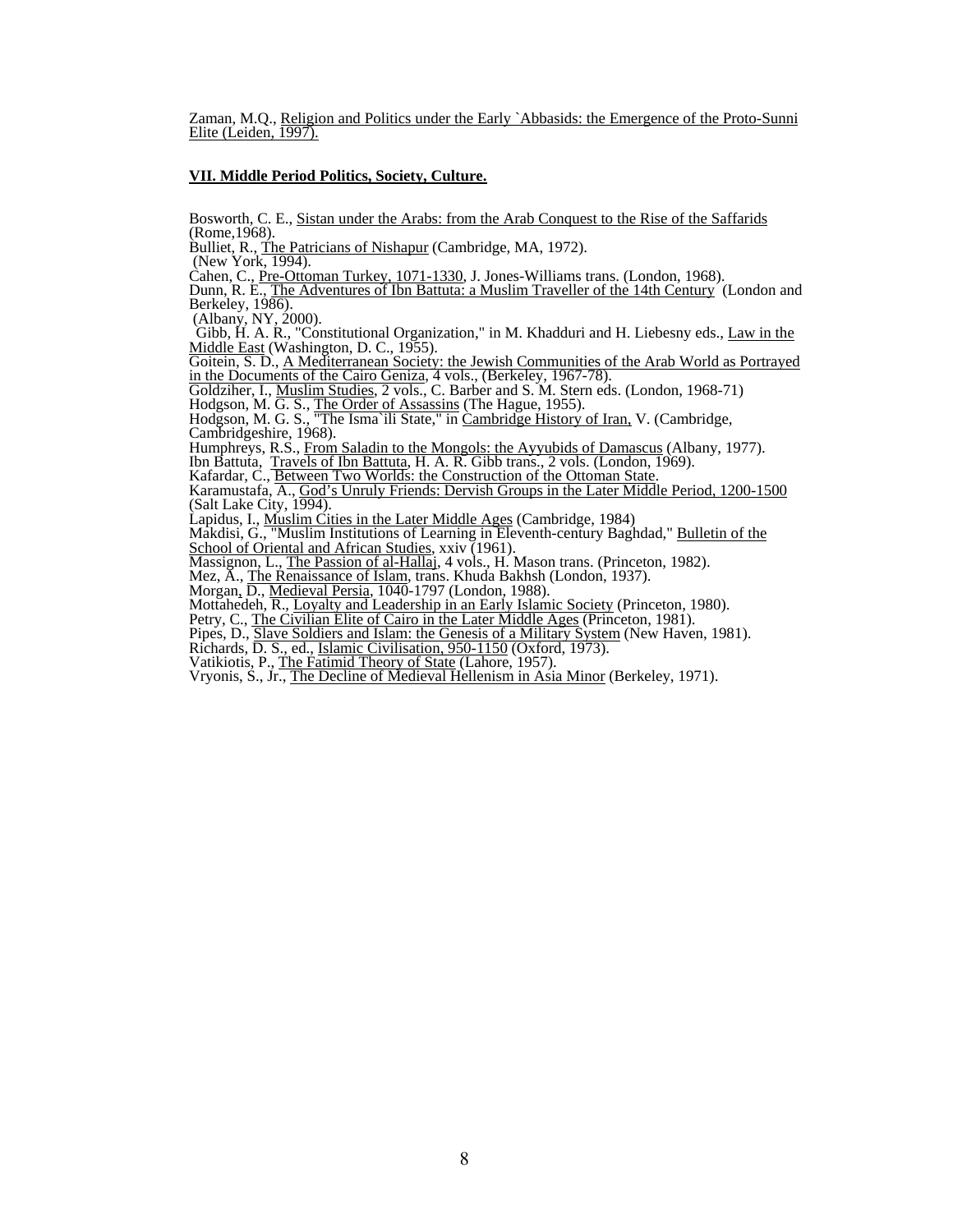Zaman, M.Q., Religion and Politics under the Early `Abbasids: the Emergence of the Proto-Sunni Elite (Leiden, 1997).

**VII. Middle Period Politics, Society, Culture.**

Bosworth, C. E., Sistan under the Arabs: from the Arab Conquest to the Rise of the Saffarids (Rome,1968).
Bulliet, R., The Patricians of Nishapur (Cambridge, MA, 1972).
(New York, 1994).
Cahen, C., Pre-Ottoman Turkey, 1071-1330, J. Jones-Williams trans. (London, 1968).
Dunn, R. E., The Adventures of Ibn Battuta: a Muslim Traveller of the 14th Century (London and Berkeley, 1986).
(Albany, NY, 2000).
Gibb, H. A. R., "Constitutional Organization," in M. Khadduri and H. Liebesny eds., Law in the Middle East (Washington, D. C., 1955).
Goitein, S. D., A Mediterranean Society: the Jewish Communities of the Arab World as Portrayed in the Documents of the Cairo Geniza, 4 vols., (Berkeley, 1967-78).
Goldziher, I., Muslim Studies, 2 vols., C. Barber and S. M. Stern eds. (London, 1968-71)
Hodgson, M. G. S., The Order of Assassins (The Hague, 1955).
Hodgson, M. G. S., "The Isma`ili State," in Cambridge History of Iran, V. (Cambridge, Cambridgeshire, 1968).
Humphreys, R.S., From Saladin to the Mongols: the Ayyubids of Damascus (Albany, 1977).
Ibn Battuta, Travels of Ibn Battuta, H. A. R. Gibb trans., 2 vols. (London, 1969).
Kafardar, C., Between Two Worlds: the Construction of the Ottoman State.
Karamustafa, A., God's Unruly Friends: Dervish Groups in the Later Middle Period, 1200-1500 (Salt Lake City, 1994).
Lapidus, I., Muslim Cities in the Later Middle Ages (Cambridge, 1984)
Makdisi, G., "Muslim Institutions of Learning in Eleventh-century Baghdad," Bulletin of the School of Oriental and African Studies, xxiv (1961).
Massignon, L., The Passion of al-Hallaj, 4 vols., H. Mason trans. (Princeton, 1982).
Mez, A., The Renaissance of Islam, trans. Khuda Bakhsh (London, 1937).
Morgan, D., Medieval Persia, 1040-1797 (London, 1988).
Mottahedeh, R., Loyalty and Leadership in an Early Islamic Society (Princeton, 1980).
Petry, C., The Civilian Elite of Cairo in the Later Middle Ages (Princeton, 1981).
Pipes, D., Slave Soldiers and Islam: the Genesis of a Military System (New Haven, 1981).
Richards, D. S., ed., Islamic Civilisation, 950-1150 (Oxford, 1973).
Vatikiotis, P., The Fatimid Theory of State (Lahore, 1957).
Vryonis, S., Jr., The Decline of Medieval Hellenism in Asia Minor (Berkeley, 1971).